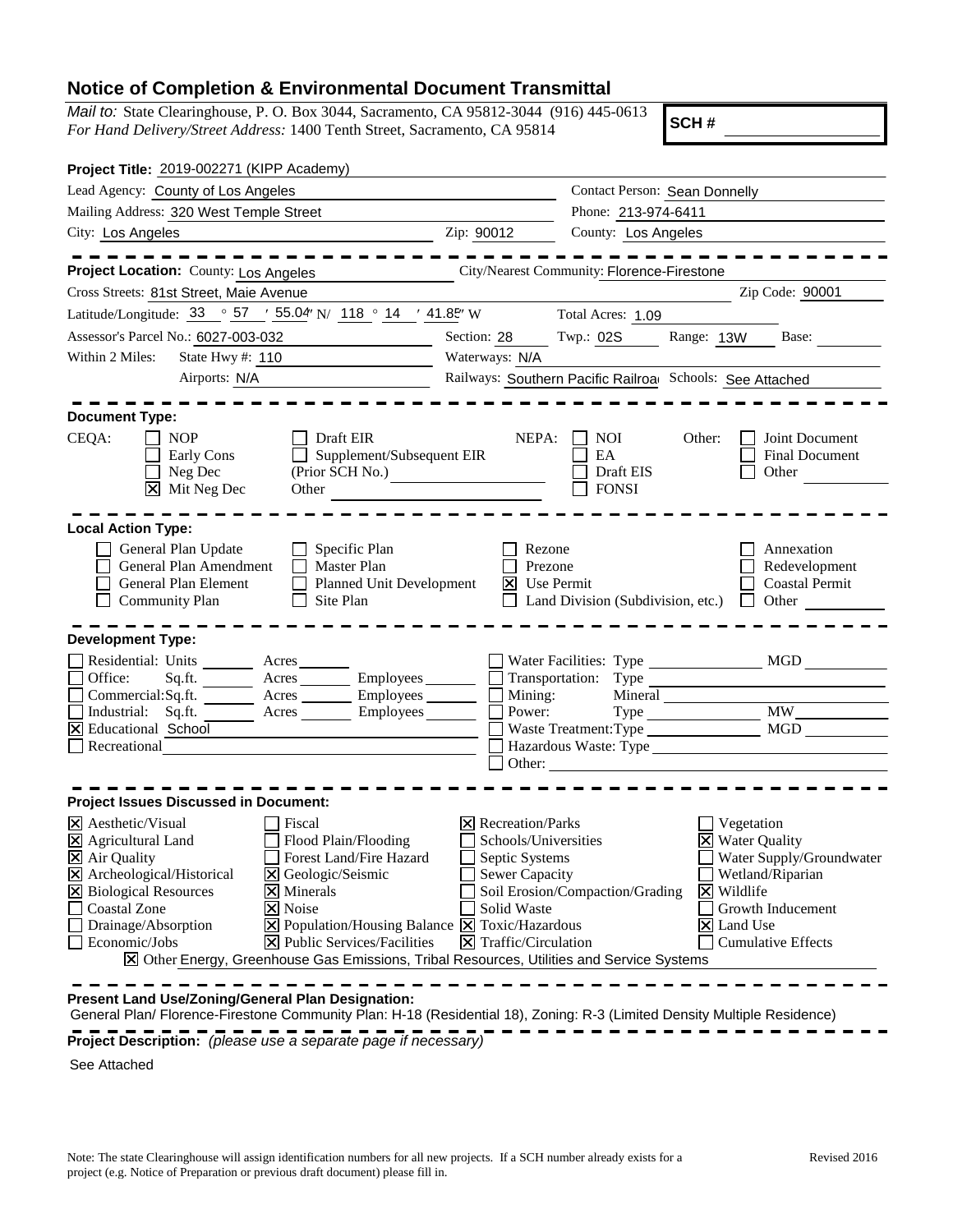# Notice of Completion & Environmental Document Transmittal

*Mail to:* State Clearinghouse, P. O. Box 3044, Sacramento, CA 95812-3044 (916) 445-0613
*For Hand Delivery/Street Address:* 1400 Tenth Street, Sacramento, CA 95814

**SCH #** ___________

**Project Title:** 2019-002271 (KIPP Academy)

Lead Agency: County of Los Angeles
Contact Person: Sean Donnelly
Mailing Address: 320 West Temple Street
Phone: 213-974-6411
City: Los Angeles
Zip: 90012
County: Los Angeles

---

**Project Location:** County: Los Angeles
City/Nearest Community: Florence-Firestone
Cross Streets: 81st Street, Maie Avenue
Zip Code: 90001
Latitude/Longitude: 33 ° 57 ′ 55.04″ N/ 118 ° 14 ′ 41.85″ W
Total Acres: 1.09
Assessor's Parcel No.: 6027-003-032
Section: 28 Twp.: 02S Range: 13W Base:
Within 2 Miles: State Hwy #: 110
Waterways: N/A
Airports: N/A
Railways: Southern Pacific Railroa
Schools: See Attached

---

**Document Type:**

CEQA:
- ☐ NOP
- ☐ Early Cons
- ☐ Neg Dec
- ☒ Mit Neg Dec
- ☐ Draft EIR
- ☐ Supplement/Subsequent EIR (Prior SCH No.)
- ☐ Other

NEPA:
- ☐ NOI
- ☐ EA
- ☐ Draft EIS
- ☐ FONSI

Other:
- ☐ Joint Document
- ☐ Final Document
- ☐ Other

---

**Local Action Type:**

- ☐ General Plan Update
- ☐ General Plan Amendment
- ☐ General Plan Element
- ☐ Community Plan
- ☐ Specific Plan
- ☐ Master Plan
- ☐ Planned Unit Development
- ☐ Site Plan
- ☐ Rezone
- ☐ Prezone
- ☒ Use Permit
- ☐ Land Division (Subdivision, etc.)
- ☐ Annexation
- ☐ Redevelopment
- ☐ Coastal Permit
- ☐ Other

---

**Development Type:**

- ☐ Residential: Units ____ Acres ____
- ☐ Office: Sq.ft. ____ Acres ____ Employees ____
- ☐ Commercial: Sq.ft. ____ Acres ____ Employees ____
- ☐ Industrial: Sq.ft. ____ Acres ____ Employees ____
- ☒ Educational School
- ☐ Recreational
- ☐ Water Facilities: Type ____ MGD ____
- ☐ Transportation: Type ____
- ☐ Mining: Mineral ____
- ☐ Power: Type ____ MW ____
- ☐ Waste Treatment: Type ____ MGD ____
- ☐ Hazardous Waste: Type ____
- ☐ Other: ____

---

**Project Issues Discussed in Document:**

- ☒ Aesthetic/Visual
- ☒ Agricultural Land
- ☒ Air Quality
- ☒ Archeological/Historical
- ☒ Biological Resources
- ☐ Coastal Zone
- ☐ Drainage/Absorption
- ☐ Economic/Jobs
- ☐ Fiscal
- ☐ Flood Plain/Flooding
- ☐ Forest Land/Fire Hazard
- ☒ Geologic/Seismic
- ☒ Minerals
- ☒ Noise
- ☒ Population/Housing Balance
- ☒ Public Services/Facilities
- ☒ Recreation/Parks
- ☐ Schools/Universities
- ☐ Septic Systems
- ☐ Sewer Capacity
- ☐ Soil Erosion/Compaction/Grading
- ☐ Solid Waste
- ☒ Toxic/Hazardous
- ☒ Traffic/Circulation
- ☐ Vegetation
- ☒ Water Quality
- ☐ Water Supply/Groundwater
- ☐ Wetland/Riparian
- ☒ Wildlife
- ☐ Growth Inducement
- ☒ Land Use
- ☐ Cumulative Effects
- ☒ Other Energy, Greenhouse Gas Emissions, Tribal Resources, Utilities and Service Systems

---

**Present Land Use/Zoning/General Plan Designation:**

General Plan/ Florence-Firestone Community Plan: H-18 (Residential 18), Zoning: R-3 (Limited Density Multiple Residence)

---

**Project Description:** *(please use a separate page if necessary)*

See Attached

Note: The state Clearinghouse will assign identification numbers for all new projects. If a SCH number already exists for a project (e.g. Notice of Preparation or previous draft document) please fill in.

Revised 2016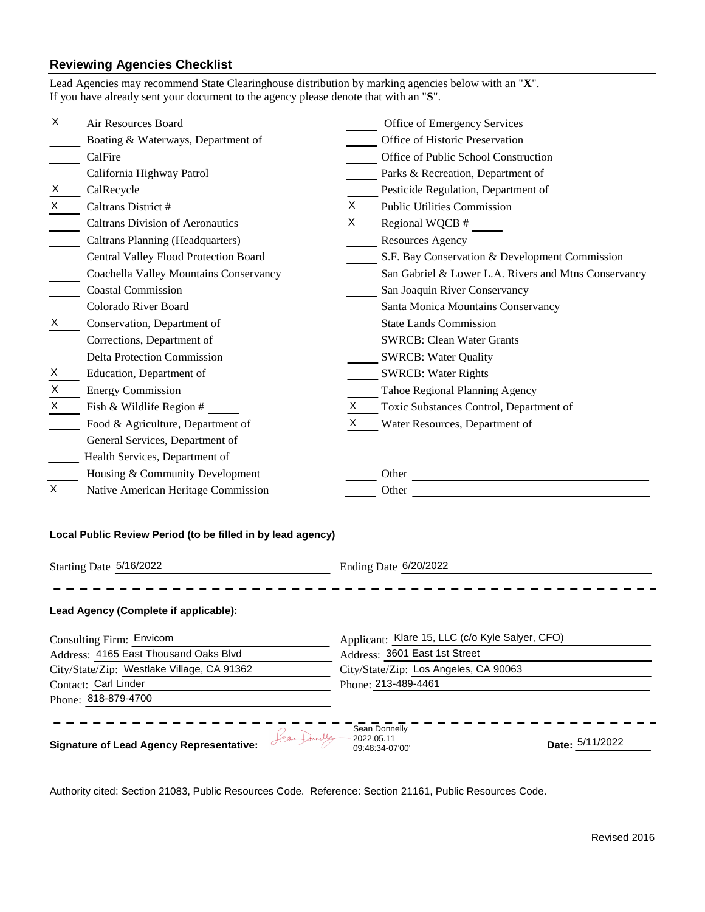## Reviewing Agencies Checklist

Lead Agencies may recommend State Clearinghouse distribution by marking agencies below with an "**X**".
If you have already sent your document to the agency please denote that with an "**S**".

| | | | |
|---|---|---|---|
| X | Air Resources Board | | Office of Emergency Services |
| | Boating & Waterways, Department of | | Office of Historic Preservation |
| | CalFire | | Office of Public School Construction |
| | California Highway Patrol | | Parks & Recreation, Department of |
| X | CalRecycle | | Pesticide Regulation, Department of |
| X | Caltrans District # ____ | X | Public Utilities Commission |
| | Caltrans Division of Aeronautics | X | Regional WQCB # ____ |
| | Caltrans Planning (Headquarters) | | Resources Agency |
| | Central Valley Flood Protection Board | | S.F. Bay Conservation & Development Commission |
| | Coachella Valley Mountains Conservancy | | San Gabriel & Lower L.A. Rivers and Mtns Conservancy |
| | Coastal Commission | | San Joaquin River Conservancy |
| | Colorado River Board | | Santa Monica Mountains Conservancy |
| X | Conservation, Department of | | State Lands Commission |
| | Corrections, Department of | | SWRCB: Clean Water Grants |
| | Delta Protection Commission | | SWRCB: Water Quality |
| X | Education, Department of | | SWRCB: Water Rights |
| X | Energy Commission | | Tahoe Regional Planning Agency |
| X | Fish & Wildlife Region # ____ | X | Toxic Substances Control, Department of |
| | Food & Agriculture, Department of | X | Water Resources, Department of |
| | General Services, Department of | | |
| | Health Services, Department of | | |
| | Housing & Community Development | | Other ____ |
| X | Native American Heritage Commission | | Other ____ |

**Local Public Review Period (to be filled in by lead agency)**

Starting Date 5/16/2022 Ending Date 6/20/2022

**Lead Agency (Complete if applicable):**

Consulting Firm: Envicom
Address: 4165 East Thousand Oaks Blvd
City/State/Zip: Westlake Village, CA 91362
Contact: Carl Linder
Phone: 818-879-4700

Applicant: Klare 15, LLC (c/o Kyle Salyer, CFO)
Address: 3601 East 1st Street
City/State/Zip: Los Angeles, CA 90063
Phone: 213-489-4461

**Signature of Lead Agency Representative:** Sean Donnelly 2022.05.11 09:48:34-07'00' **Date:** 5/11/2022

Authority cited: Section 21083, Public Resources Code. Reference: Section 21161, Public Resources Code.

Revised 2016